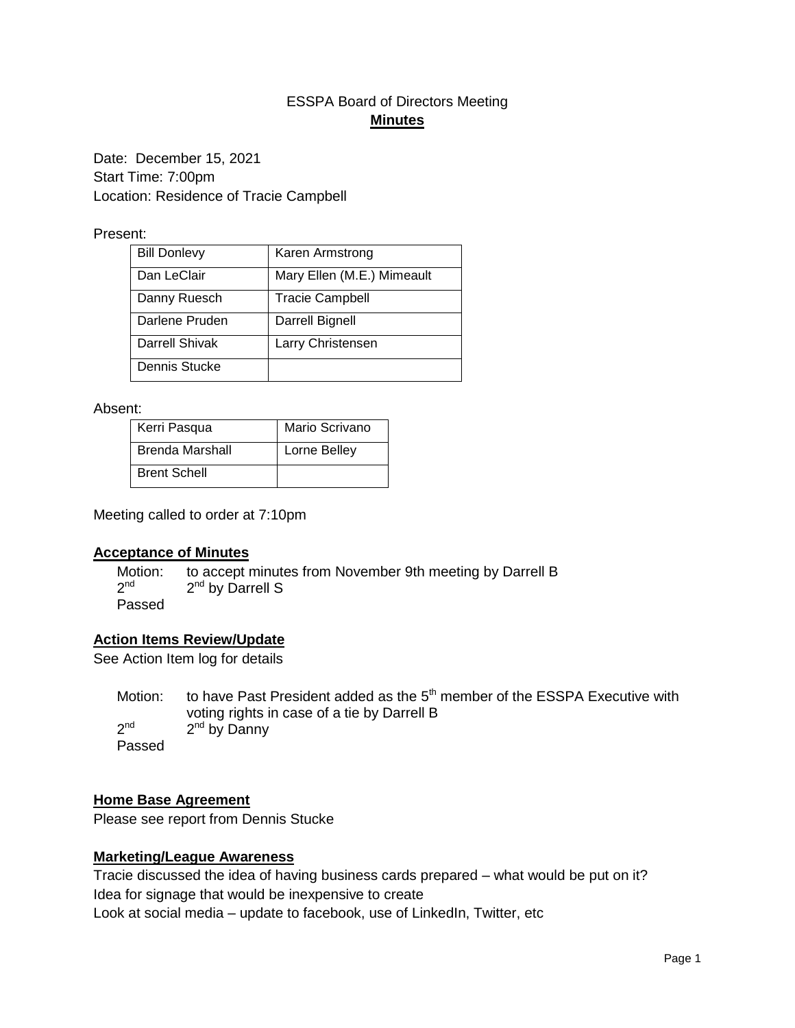ESSPA Board of Directors Meeting

**Minutes**

Date: December 15, 2021
Start Time: 7:00pm
Location: Residence of Tracie Campbell

Present:

| | |
|---|---|
| Bill Donlevy | Karen Armstrong |
| Dan LeClair | Mary Ellen (M.E.) Mimeault |
| Danny Ruesch | Tracie Campbell |
| Darlene Pruden | Darrell Bignell |
| Darrell Shivak | Larry Christensen |
| Dennis Stucke | |

Absent:

| | |
|---|---|
| Kerri Pasqua | Mario Scrivano |
| Brenda Marshall | Lorne Belley |
| Brent Schell | |

Meeting called to order at 7:10pm

**Acceptance of Minutes**

Motion: to accept minutes from November 9th meeting by Darrell B
2nd 2nd by Darrell S
Passed

**Action Items Review/Update**

See Action Item log for details

Motion: to have Past President added as the 5th member of the ESSPA Executive with voting rights in case of a tie by Darrell B
2nd 2nd by Danny
Passed

**Home Base Agreement**

Please see report from Dennis Stucke

**Marketing/League Awareness**

Tracie discussed the idea of having business cards prepared – what would be put on it?
Idea for signage that would be inexpensive to create
Look at social media – update to facebook, use of LinkedIn, Twitter, etc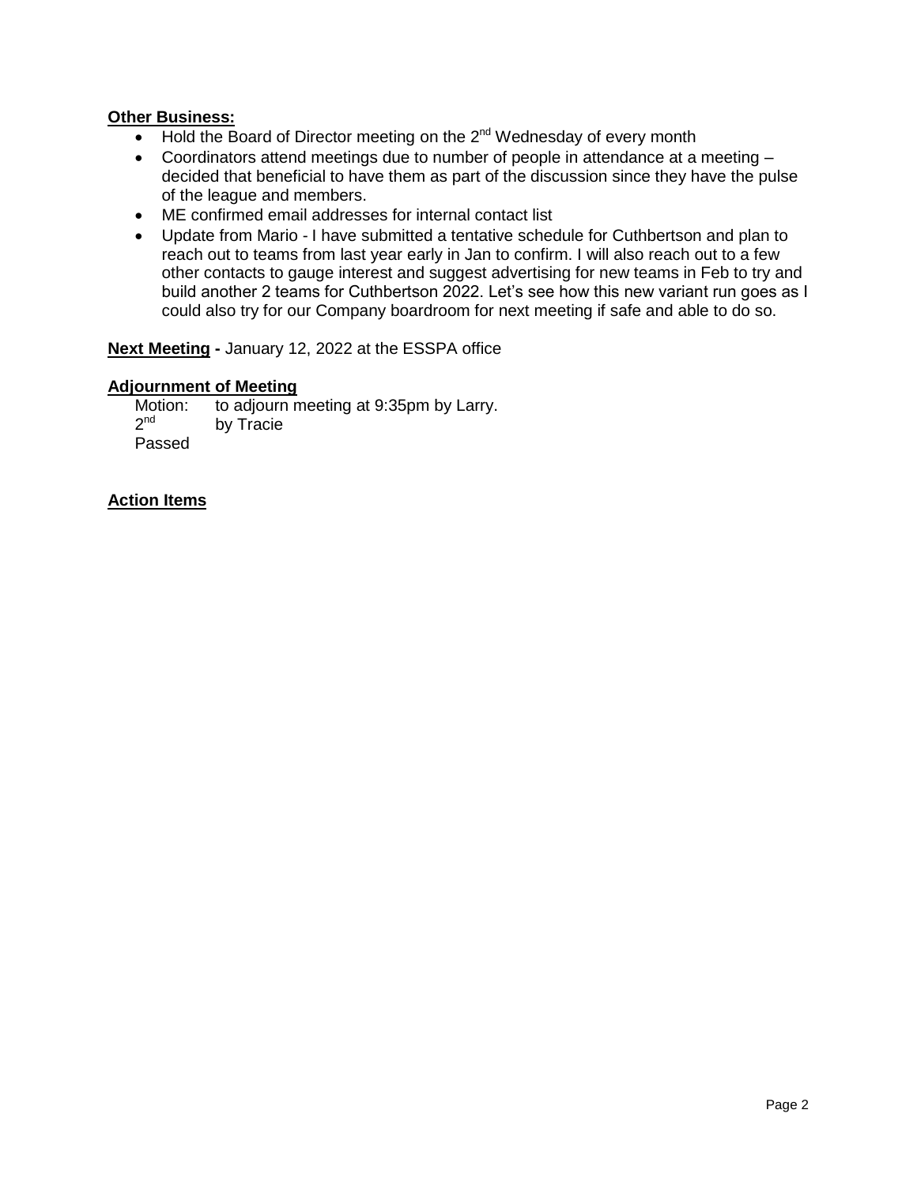**Other Business:**

- Hold the Board of Director meeting on the 2nd Wednesday of every month
- Coordinators attend meetings due to number of people in attendance at a meeting – decided that beneficial to have them as part of the discussion since they have the pulse of the league and members.
- ME confirmed email addresses for internal contact list
- Update from Mario - I have submitted a tentative schedule for Cuthbertson and plan to reach out to teams from last year early in Jan to confirm. I will also reach out to a few other contacts to gauge interest and suggest advertising for new teams in Feb to try and build another 2 teams for Cuthbertson 2022. Let's see how this new variant run goes as I could also try for our Company boardroom for next meeting if safe and able to do so.

**Next Meeting -** January 12, 2022 at the ESSPA office

**Adjournment of Meeting**

Motion: to adjourn meeting at 9:35pm by Larry.
2nd by Tracie
Passed

**Action Items**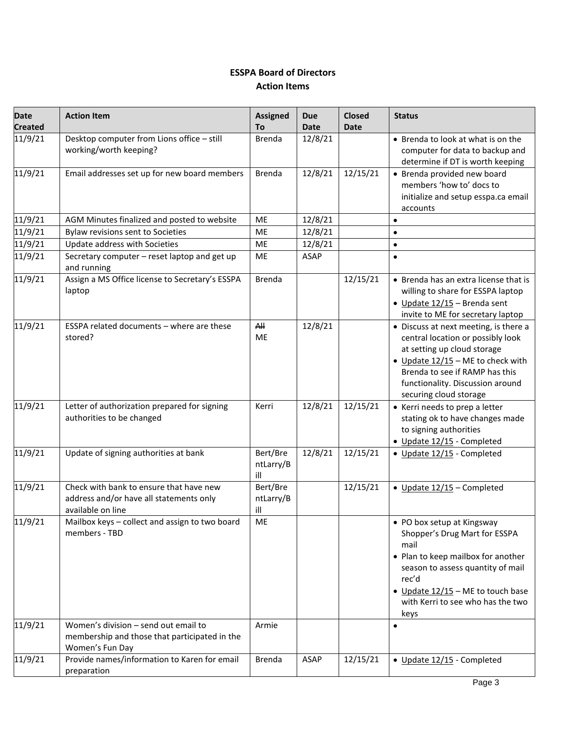**ESSPA Board of Directors**
**Action Items**

| Date Created | Action Item | Assigned To | Due Date | Closed Date | Status |
|---|---|---|---|---|---|
| 11/9/21 | Desktop computer from Lions office – still working/worth keeping? | Brenda | 12/8/21 | | • Brenda to look at what is on the computer for data to backup and determine if DT is worth keeping |
| 11/9/21 | Email addresses set up for new board members | Brenda | 12/8/21 | 12/15/21 | • Brenda provided new board members 'how to' docs to initialize and setup esspa.ca email accounts |
| 11/9/21 | AGM Minutes finalized and posted to website | ME | 12/8/21 | | • |
| 11/9/21 | Bylaw revisions sent to Societies | ME | 12/8/21 | | • |
| 11/9/21 | Update address with Societies | ME | 12/8/21 | | • |
| 11/9/21 | Secretary computer – reset laptop and get up and running | ME | ASAP | | • |
| 11/9/21 | Assign a MS Office license to Secretary's ESSPA laptop | Brenda | | 12/15/21 | • Brenda has an extra license that is willing to share for ESSPA laptop<br>• Update 12/15 – Brenda sent invite to ME for secretary laptop |
| 11/9/21 | ESSPA related documents – where are these stored? | ~~All~~ ME | 12/8/21 | | • Discuss at next meeting, is there a central location or possibly look at setting up cloud storage<br>• Update 12/15 – ME to check with Brenda to see if RAMP has this functionality. Discussion around securing cloud storage |
| 11/9/21 | Letter of authorization prepared for signing authorities to be changed | Kerri | 12/8/21 | 12/15/21 | • Kerri needs to prep a letter stating ok to have changes made to signing authorities<br>• Update 12/15 - Completed |
| 11/9/21 | Update of signing authorities at bank | Bert/BrentLarry/Bill | 12/8/21 | 12/15/21 | • Update 12/15 - Completed |
| 11/9/21 | Check with bank to ensure that have new address and/or have all statements only available on line | Bert/BrentLarry/Bill | | 12/15/21 | • Update 12/15 – Completed |
| 11/9/21 | Mailbox keys – collect and assign to two board members - TBD | ME | | | • PO box setup at Kingsway Shopper's Drug Mart for ESSPA mail<br>• Plan to keep mailbox for another season to assess quantity of mail rec'd<br>• Update 12/15 – ME to touch base with Kerri to see who has the two keys |
| 11/9/21 | Women's division – send out email to membership and those that participated in the Women's Fun Day | Armie | | | • |
| 11/9/21 | Provide names/information to Karen for email preparation | Brenda | ASAP | 12/15/21 | • Update 12/15 - Completed |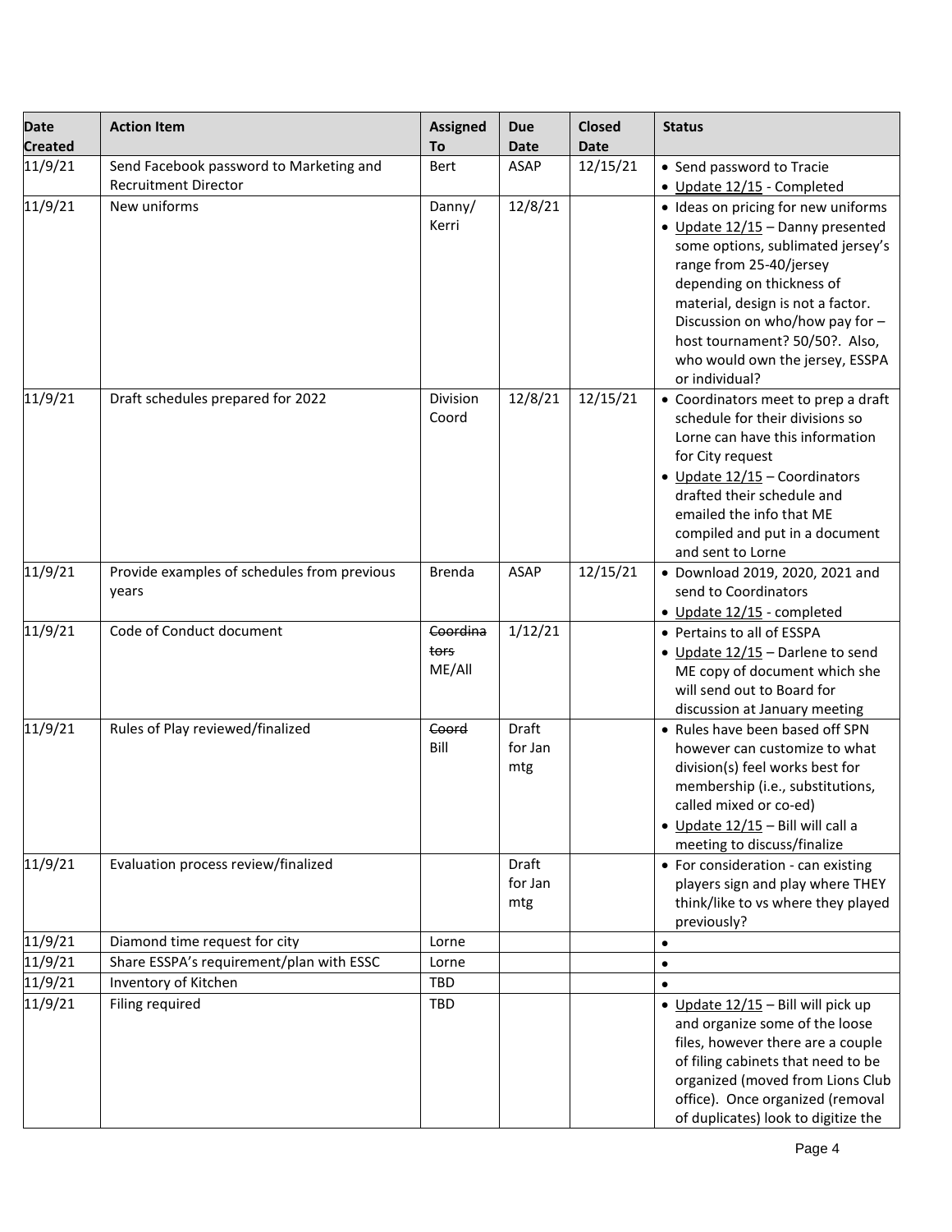| Date Created | Action Item | Assigned To | Due Date | Closed Date | Status |
|---|---|---|---|---|---|
| 11/9/21 | Send Facebook password to Marketing and Recruitment Director | Bert | ASAP | 12/15/21 | • Send password to Tracie<br>• Update 12/15 - Completed |
| 11/9/21 | New uniforms | Danny/ Kerri | 12/8/21 | | • Ideas on pricing for new uniforms<br>• Update 12/15 – Danny presented some options, sublimated jersey's range from 25-40/jersey depending on thickness of material, design is not a factor. Discussion on who/how pay for – host tournament? 50/50?. Also, who would own the jersey, ESSPA or individual? |
| 11/9/21 | Draft schedules prepared for 2022 | Division Coord | 12/8/21 | 12/15/21 | • Coordinators meet to prep a draft schedule for their divisions so Lorne can have this information for City request<br>• Update 12/15 – Coordinators drafted their schedule and emailed the info that ME compiled and put in a document and sent to Lorne |
| 11/9/21 | Provide examples of schedules from previous years | Brenda | ASAP | 12/15/21 | • Download 2019, 2020, 2021 and send to Coordinators<br>• Update 12/15 - completed |
| 11/9/21 | Code of Conduct document | ~~Coordinators~~ ME/All | 1/12/21 | | • Pertains to all of ESSPA<br>• Update 12/15 – Darlene to send ME copy of document which she will send out to Board for discussion at January meeting |
| 11/9/21 | Rules of Play reviewed/finalized | ~~Coord~~ Bill | Draft for Jan mtg | | • Rules have been based off SPN however can customize to what division(s) feel works best for membership (i.e., substitutions, called mixed or co-ed)<br>• Update 12/15 – Bill will call a meeting to discuss/finalize |
| 11/9/21 | Evaluation process review/finalized | | Draft for Jan mtg | | • For consideration - can existing players sign and play where THEY think/like to vs where they played previously? |
| 11/9/21 | Diamond time request for city | Lorne | | | • |
| 11/9/21 | Share ESSPA's requirement/plan with ESSC | Lorne | | | • |
| 11/9/21 | Inventory of Kitchen | TBD | | | • |
| 11/9/21 | Filing required | TBD | | | • Update 12/15 – Bill will pick up and organize some of the loose files, however there are a couple of filing cabinets that need to be organized (moved from Lions Club office). Once organized (removal of duplicates) look to digitize the |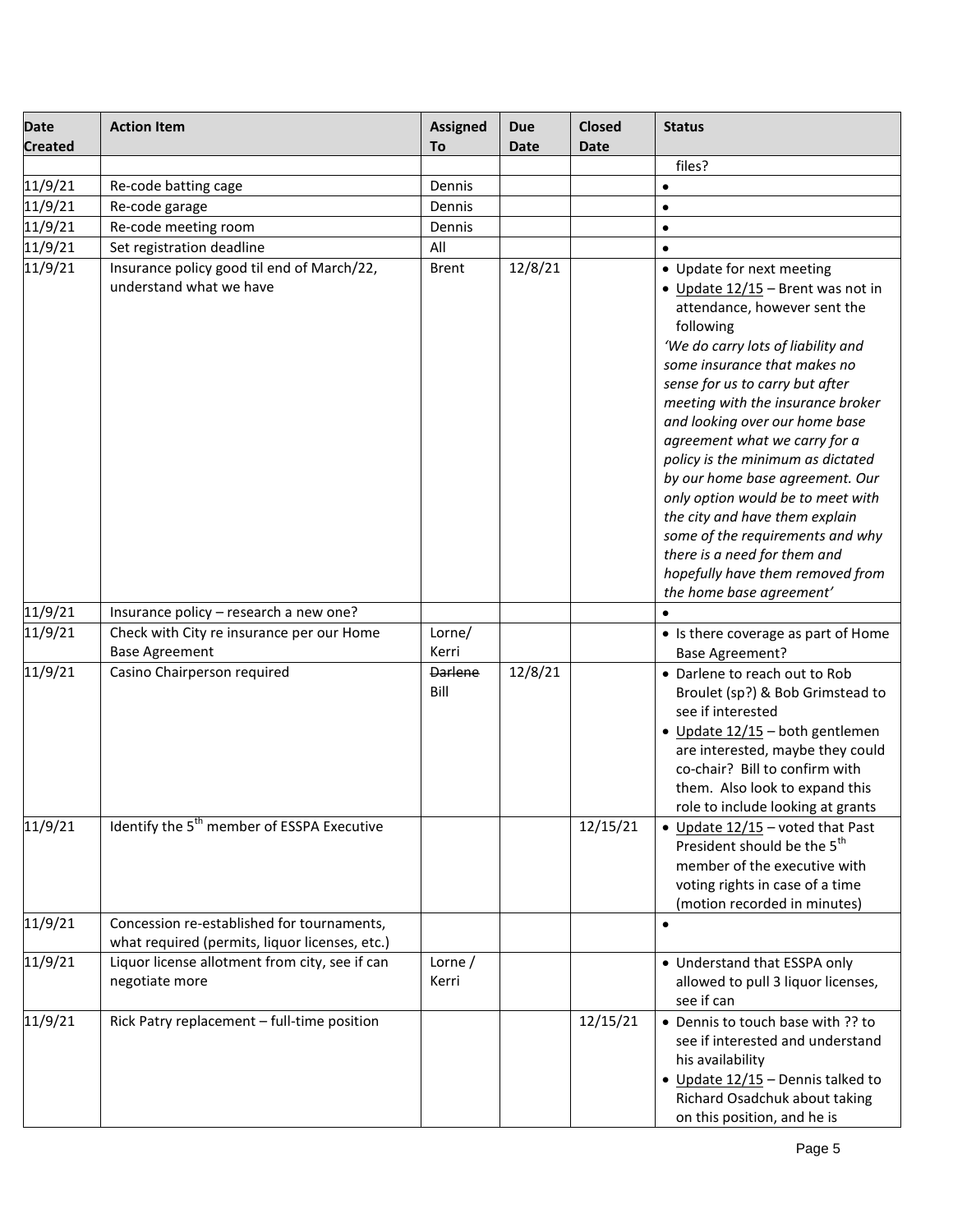| Date Created | Action Item | Assigned To | Due Date | Closed Date | Status |
|---|---|---|---|---|---|
| | | | | | files? |
| 11/9/21 | Re-code batting cage | Dennis | | | • |
| 11/9/21 | Re-code garage | Dennis | | | • |
| 11/9/21 | Re-code meeting room | Dennis | | | • |
| 11/9/21 | Set registration deadline | All | | | • |
| 11/9/21 | Insurance policy good til end of March/22, understand what we have | Brent | 12/8/21 | | • Update for next meeting<br>• Update 12/15 – Brent was not in attendance, however sent the following<br>*'We do carry lots of liability and some insurance that makes no sense for us to carry but after meeting with the insurance broker and looking over our home base agreement what we carry for a policy is the minimum as dictated by our home base agreement. Our only option would be to meet with the city and have them explain some of the requirements and why there is a need for them and hopefully have them removed from the home base agreement'* |
| 11/9/21 | Insurance policy – research a new one? | | | | • |
| 11/9/21 | Check with City re insurance per our Home Base Agreement | Lorne/ Kerri | | | • Is there coverage as part of Home Base Agreement? |
| 11/9/21 | Casino Chairperson required | ~~Darlene~~ Bill | 12/8/21 | | • Darlene to reach out to Rob Broulet (sp?) & Bob Grimstead to see if interested<br>• Update 12/15 – both gentlemen are interested, maybe they could co-chair? Bill to confirm with them. Also look to expand this role to include looking at grants |
| 11/9/21 | Identify the 5th member of ESSPA Executive | | | 12/15/21 | • Update 12/15 – voted that Past President should be the 5th member of the executive with voting rights in case of a time (motion recorded in minutes) |
| 11/9/21 | Concession re-established for tournaments, what required (permits, liquor licenses, etc.) | | | | • |
| 11/9/21 | Liquor license allotment from city, see if can negotiate more | Lorne / Kerri | | | • Understand that ESSPA only allowed to pull 3 liquor licenses, see if can |
| 11/9/21 | Rick Patry replacement – full-time position | | | 12/15/21 | • Dennis to touch base with ?? to see if interested and understand his availability<br>• Update 12/15 – Dennis talked to Richard Osadchuk about taking on this position, and he is |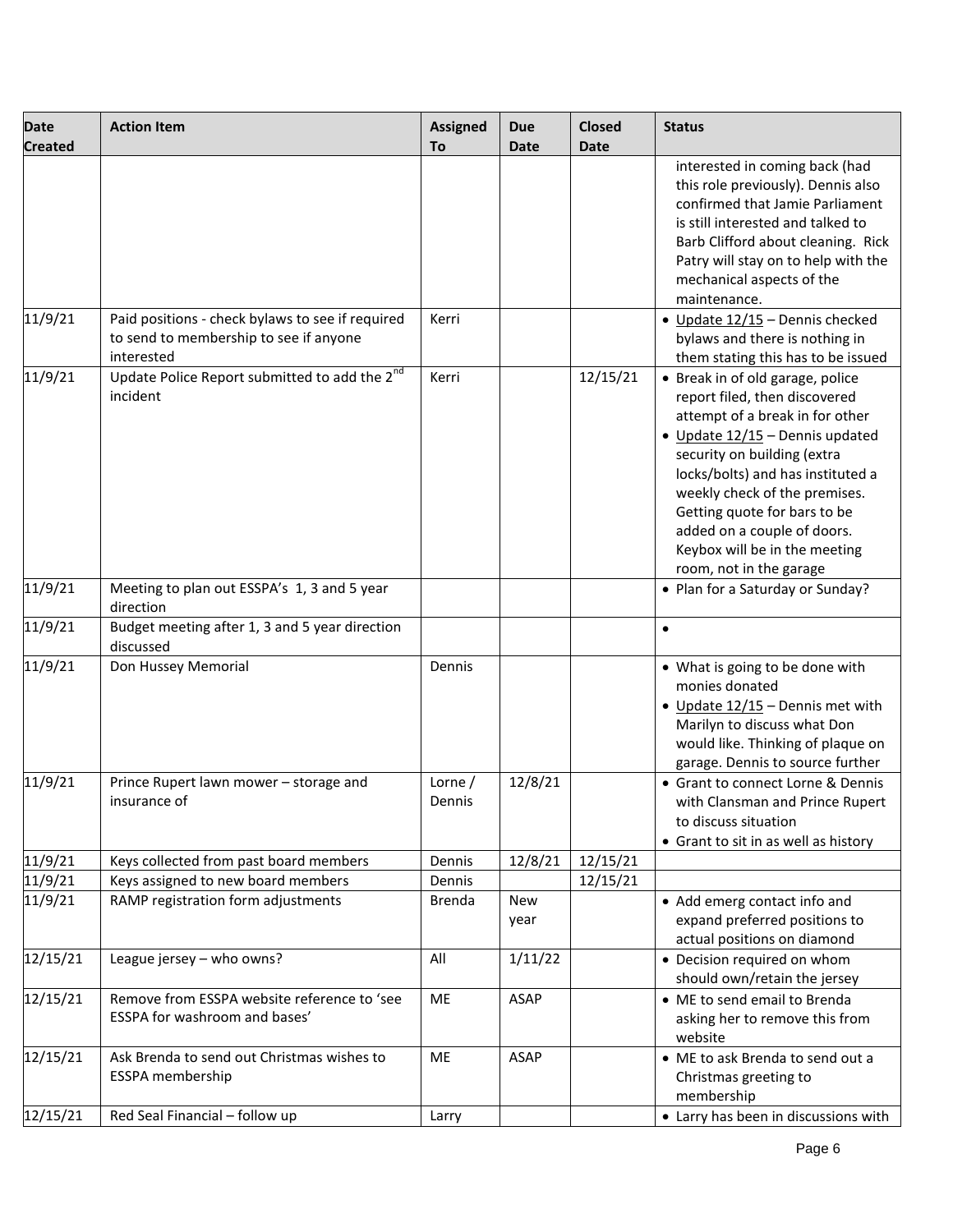| Date Created | Action Item | Assigned To | Due Date | Closed Date | Status |
|---|---|---|---|---|---|
| | | | | | interested in coming back (had this role previously). Dennis also confirmed that Jamie Parliament is still interested and talked to Barb Clifford about cleaning. Rick Patry will stay on to help with the mechanical aspects of the maintenance. |
| 11/9/21 | Paid positions - check bylaws to see if required to send to membership to see if anyone interested | Kerri | | | • Update 12/15 – Dennis checked bylaws and there is nothing in them stating this has to be issued |
| 11/9/21 | Update Police Report submitted to add the 2nd incident | Kerri | | 12/15/21 | • Break in of old garage, police report filed, then discovered attempt of a break in for other<br>• Update 12/15 – Dennis updated security on building (extra locks/bolts) and has instituted a weekly check of the premises. Getting quote for bars to be added on a couple of doors. Keybox will be in the meeting room, not in the garage |
| 11/9/21 | Meeting to plan out ESSPA's 1, 3 and 5 year direction | | | | • Plan for a Saturday or Sunday? |
| 11/9/21 | Budget meeting after 1, 3 and 5 year direction discussed | | | | • |
| 11/9/21 | Don Hussey Memorial | Dennis | | | • What is going to be done with monies donated<br>• Update 12/15 – Dennis met with Marilyn to discuss what Don would like. Thinking of plaque on garage. Dennis to source further |
| 11/9/21 | Prince Rupert lawn mower – storage and insurance of | Lorne / Dennis | 12/8/21 | | • Grant to connect Lorne & Dennis with Clansman and Prince Rupert to discuss situation<br>• Grant to sit in as well as history |
| 11/9/21 | Keys collected from past board members | Dennis | 12/8/21 | 12/15/21 | |
| 11/9/21 | Keys assigned to new board members | Dennis | | 12/15/21 | |
| 11/9/21 | RAMP registration form adjustments | Brenda | New year | | • Add emerg contact info and expand preferred positions to actual positions on diamond |
| 12/15/21 | League jersey – who owns? | All | 1/11/22 | | • Decision required on whom should own/retain the jersey |
| 12/15/21 | Remove from ESSPA website reference to 'see ESSPA for washroom and bases' | ME | ASAP | | • ME to send email to Brenda asking her to remove this from website |
| 12/15/21 | Ask Brenda to send out Christmas wishes to ESSPA membership | ME | ASAP | | • ME to ask Brenda to send out a Christmas greeting to membership |
| 12/15/21 | Red Seal Financial – follow up | Larry | | | • Larry has been in discussions with |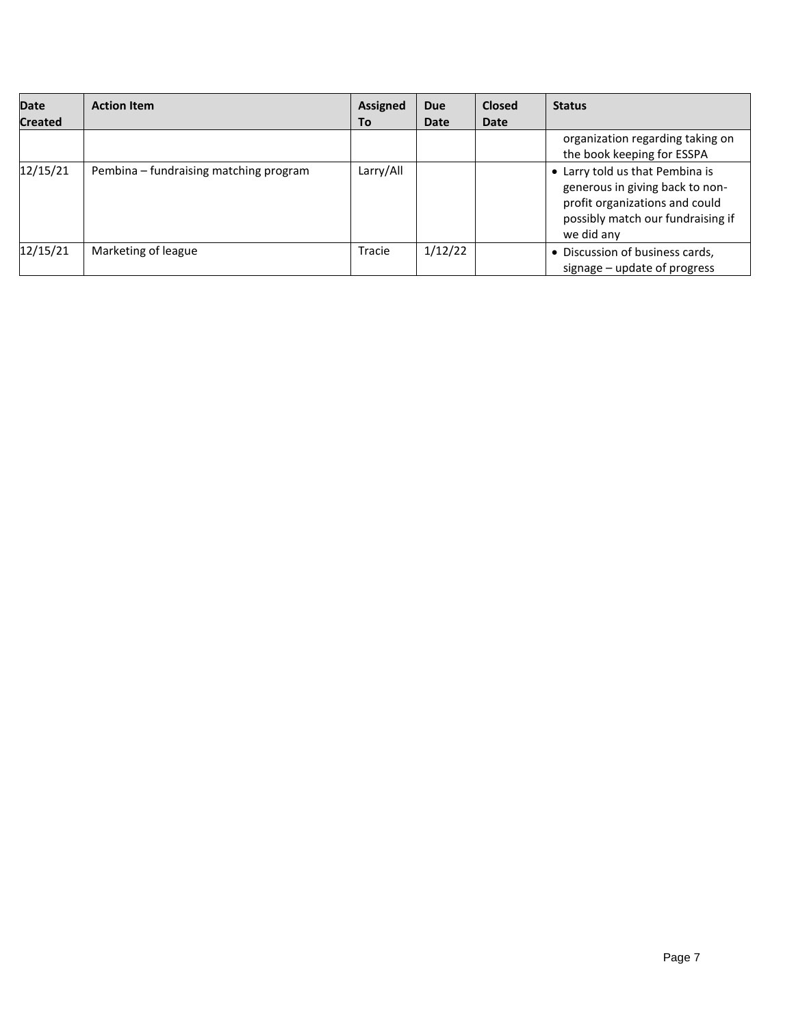| Date Created | Action Item | Assigned To | Due Date | Closed Date | Status |
|---|---|---|---|---|---|
| | | | | | organization regarding taking on the book keeping for ESSPA |
| 12/15/21 | Pembina – fundraising matching program | Larry/All | | | • Larry told us that Pembina is generous in giving back to non-profit organizations and could possibly match our fundraising if we did any |
| 12/15/21 | Marketing of league | Tracie | 1/12/22 | | • Discussion of business cards, signage – update of progress |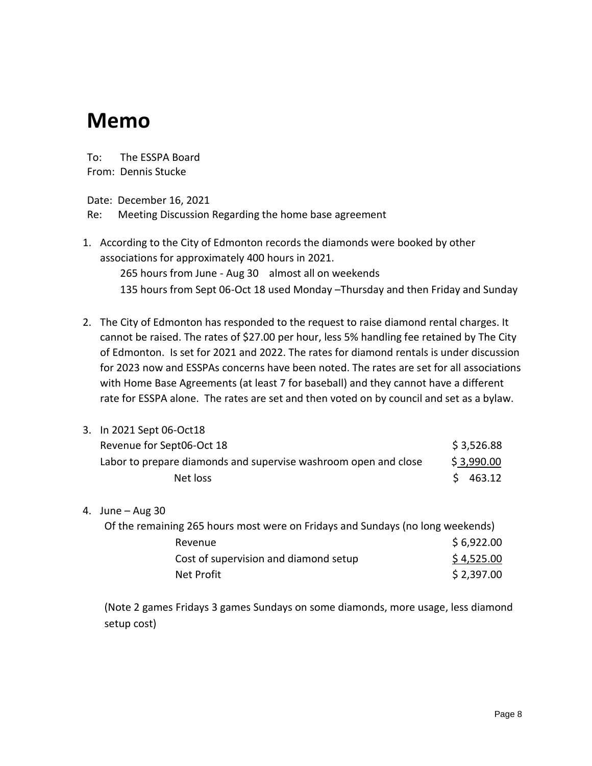# Memo

To: The ESSPA Board
From: Dennis Stucke

Date: December 16, 2021
Re: Meeting Discussion Regarding the home base agreement

1. According to the City of Edmonton records the diamonds were booked by other associations for approximately 400 hours in 2021.
   265 hours from June - Aug 30 almost all on weekends
   135 hours from Sept 06-Oct 18 used Monday –Thursday and then Friday and Sunday

2. The City of Edmonton has responded to the request to raise diamond rental charges. It cannot be raised. The rates of $27.00 per hour, less 5% handling fee retained by The City of Edmonton. Is set for 2021 and 2022. The rates for diamond rentals is under discussion for 2023 now and ESSPAs concerns have been noted. The rates are set for all associations with Home Base Agreements (at least 7 for baseball) and they cannot have a different rate for ESSPA alone. The rates are set and then voted on by council and set as a bylaw.

3. In 2021 Sept 06-Oct18

| | |
|---|---|
| Revenue for Sept06-Oct 18 | $ 3,526.88 |
| Labor to prepare diamonds and supervise washroom open and close | $ 3,990.00 |
| Net loss | $ 463.12 |

4. June – Aug 30
   Of the remaining 265 hours most were on Fridays and Sundays (no long weekends)

| | |
|---|---|
| Revenue | $ 6,922.00 |
| Cost of supervision and diamond setup | $ 4,525.00 |
| Net Profit | $ 2,397.00 |

   (Note 2 games Fridays 3 games Sundays on some diamonds, more usage, less diamond setup cost)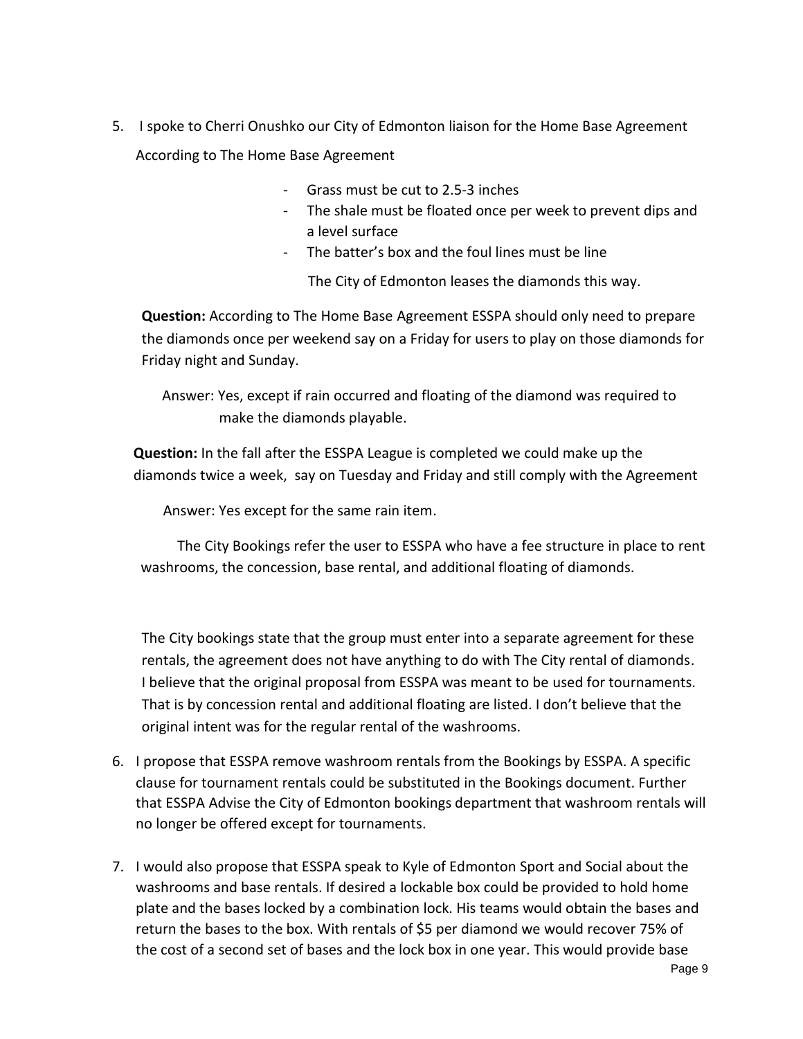5. I spoke to Cherri Onushko our City of Edmonton liaison for the Home Base Agreement

   According to The Home Base Agreement

   - Grass must be cut to 2.5-3 inches
   - The shale must be floated once per week to prevent dips and a level surface
   - The batter's box and the foul lines must be line

   The City of Edmonton leases the diamonds this way.

   **Question:** According to The Home Base Agreement ESSPA should only need to prepare the diamonds once per weekend say on a Friday for users to play on those diamonds for Friday night and Sunday.

   Answer: Yes, except if rain occurred and floating of the diamond was required to make the diamonds playable.

   **Question:** In the fall after the ESSPA League is completed we could make up the diamonds twice a week, say on Tuesday and Friday and still comply with the Agreement

   Answer: Yes except for the same rain item.

   The City Bookings refer the user to ESSPA who have a fee structure in place to rent washrooms, the concession, base rental, and additional floating of diamonds.

   The City bookings state that the group must enter into a separate agreement for these rentals, the agreement does not have anything to do with The City rental of diamonds. I believe that the original proposal from ESSPA was meant to be used for tournaments. That is by concession rental and additional floating are listed. I don't believe that the original intent was for the regular rental of the washrooms.

6. I propose that ESSPA remove washroom rentals from the Bookings by ESSPA. A specific clause for tournament rentals could be substituted in the Bookings document. Further that ESSPA Advise the City of Edmonton bookings department that washroom rentals will no longer be offered except for tournaments.

7. I would also propose that ESSPA speak to Kyle of Edmonton Sport and Social about the washrooms and base rentals. If desired a lockable box could be provided to hold home plate and the bases locked by a combination lock. His teams would obtain the bases and return the bases to the box. With rentals of $5 per diamond we would recover 75% of the cost of a second set of bases and the lock box in one year. This would provide base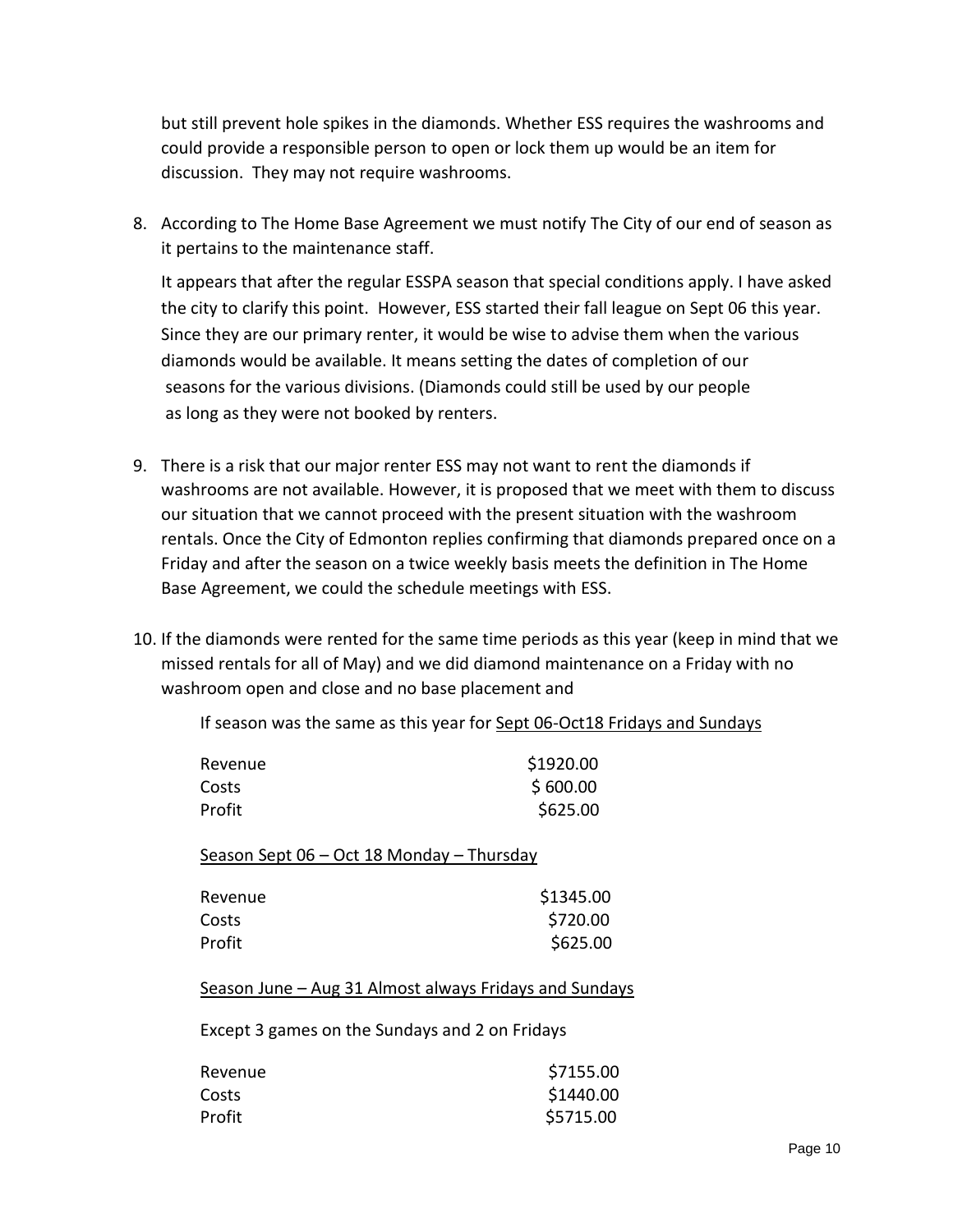but still prevent hole spikes in the diamonds. Whether ESS requires the washrooms and could provide a responsible person to open or lock them up would be an item for discussion. They may not require washrooms.

8. According to The Home Base Agreement we must notify The City of our end of season as it pertains to the maintenance staff.

   It appears that after the regular ESSPA season that special conditions apply. I have asked the city to clarify this point. However, ESS started their fall league on Sept 06 this year. Since they are our primary renter, it would be wise to advise them when the various diamonds would be available. It means setting the dates of completion of our seasons for the various divisions. (Diamonds could still be used by our people as long as they were not booked by renters.

9. There is a risk that our major renter ESS may not want to rent the diamonds if washrooms are not available. However, it is proposed that we meet with them to discuss our situation that we cannot proceed with the present situation with the washroom rentals. Once the City of Edmonton replies confirming that diamonds prepared once on a Friday and after the season on a twice weekly basis meets the definition in The Home Base Agreement, we could the schedule meetings with ESS.

10. If the diamonds were rented for the same time periods as this year (keep in mind that we missed rentals for all of May) and we did diamond maintenance on a Friday with no washroom open and close and no base placement and

    If season was the same as this year for <u>Sept 06-Oct18 Fridays and Sundays</u>

    | | |
    |---|---|
    | Revenue | $1920.00 |
    | Costs | $ 600.00 |
    | Profit | $625.00 |

    <u>Season Sept 06 – Oct 18 Monday – Thursday</u>

    | | |
    |---|---|
    | Revenue | $1345.00 |
    | Costs | $720.00 |
    | Profit | $625.00 |

    <u>Season June – Aug 31 Almost always Fridays and Sundays</u>

    Except 3 games on the Sundays and 2 on Fridays

    | | |
    |---|---|
    | Revenue | $7155.00 |
    | Costs | $1440.00 |
    | Profit | $5715.00 |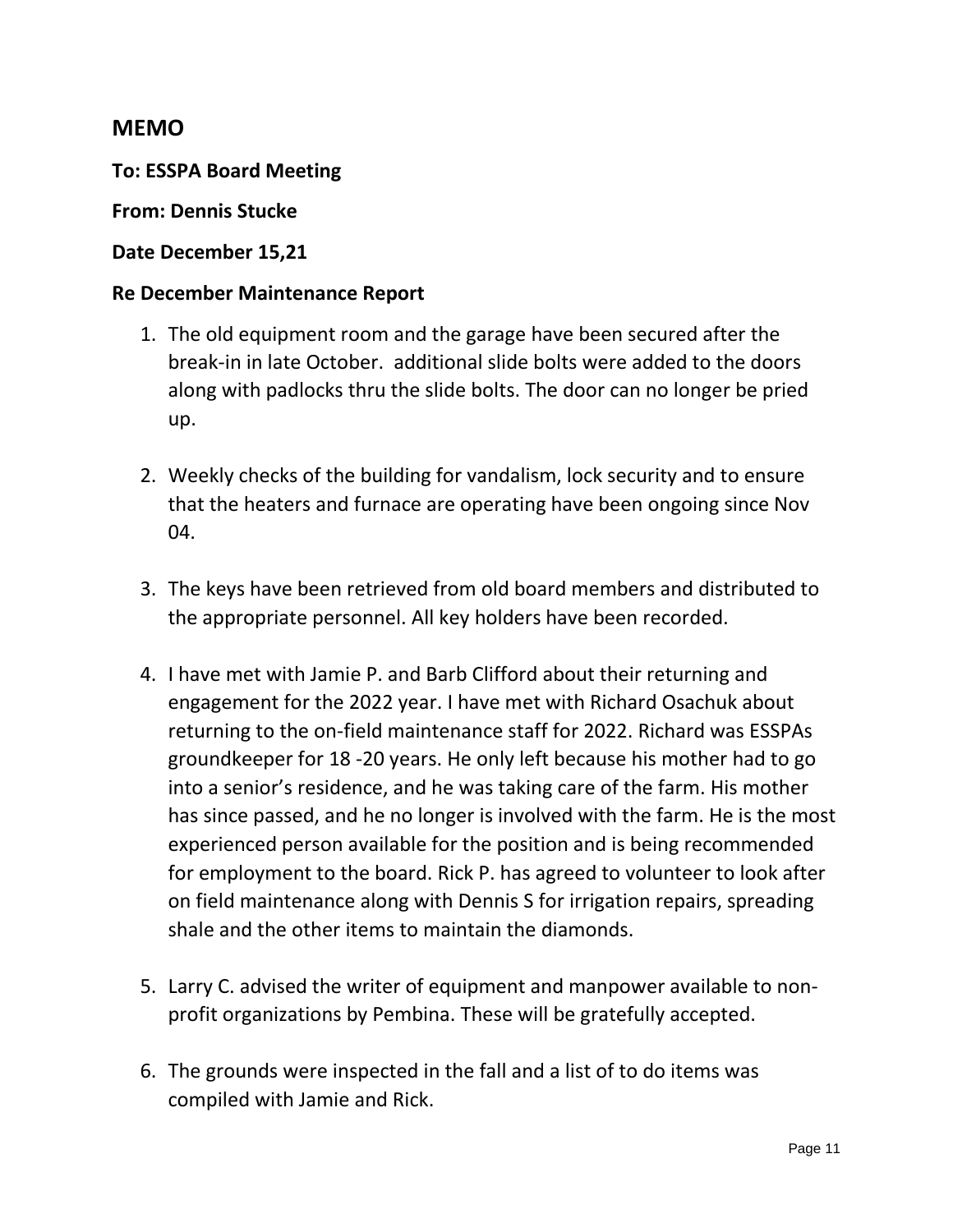## MEMO

**To: ESSPA Board Meeting**

**From: Dennis Stucke**

**Date December 15,21**

**Re December Maintenance Report**

1. The old equipment room and the garage have been secured after the break-in in late October. additional slide bolts were added to the doors along with padlocks thru the slide bolts. The door can no longer be pried up.

2. Weekly checks of the building for vandalism, lock security and to ensure that the heaters and furnace are operating have been ongoing since Nov 04.

3. The keys have been retrieved from old board members and distributed to the appropriate personnel. All key holders have been recorded.

4. I have met with Jamie P. and Barb Clifford about their returning and engagement for the 2022 year. I have met with Richard Osachuk about returning to the on-field maintenance staff for 2022. Richard was ESSPAs groundkeeper for 18 -20 years. He only left because his mother had to go into a senior's residence, and he was taking care of the farm. His mother has since passed, and he no longer is involved with the farm. He is the most experienced person available for the position and is being recommended for employment to the board. Rick P. has agreed to volunteer to look after on field maintenance along with Dennis S for irrigation repairs, spreading shale and the other items to maintain the diamonds.

5. Larry C. advised the writer of equipment and manpower available to non-profit organizations by Pembina. These will be gratefully accepted.

6. The grounds were inspected in the fall and a list of to do items was compiled with Jamie and Rick.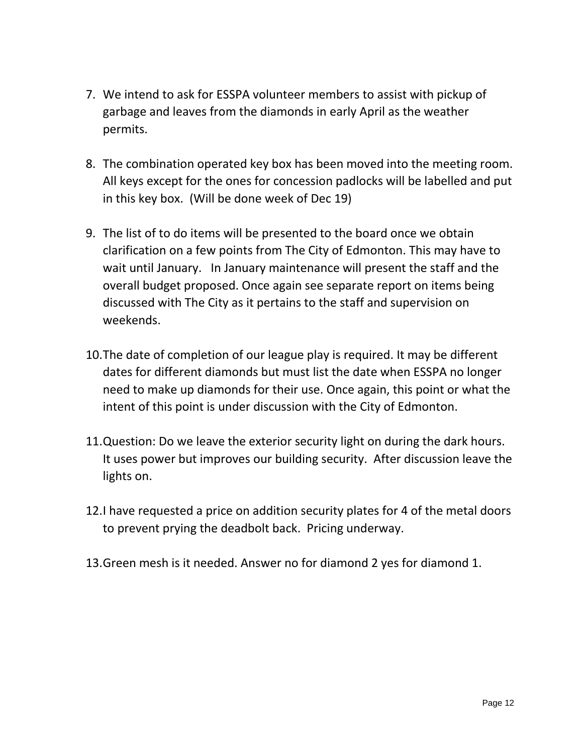7. We intend to ask for ESSPA volunteer members to assist with pickup of garbage and leaves from the diamonds in early April as the weather permits.

8. The combination operated key box has been moved into the meeting room. All keys except for the ones for concession padlocks will be labelled and put in this key box. (Will be done week of Dec 19)

9. The list of to do items will be presented to the board once we obtain clarification on a few points from The City of Edmonton. This may have to wait until January. In January maintenance will present the staff and the overall budget proposed. Once again see separate report on items being discussed with The City as it pertains to the staff and supervision on weekends.

10. The date of completion of our league play is required. It may be different dates for different diamonds but must list the date when ESSPA no longer need to make up diamonds for their use. Once again, this point or what the intent of this point is under discussion with the City of Edmonton.

11. Question: Do we leave the exterior security light on during the dark hours. It uses power but improves our building security. After discussion leave the lights on.

12. I have requested a price on addition security plates for 4 of the metal doors to prevent prying the deadbolt back. Pricing underway.

13. Green mesh is it needed. Answer no for diamond 2 yes for diamond 1.